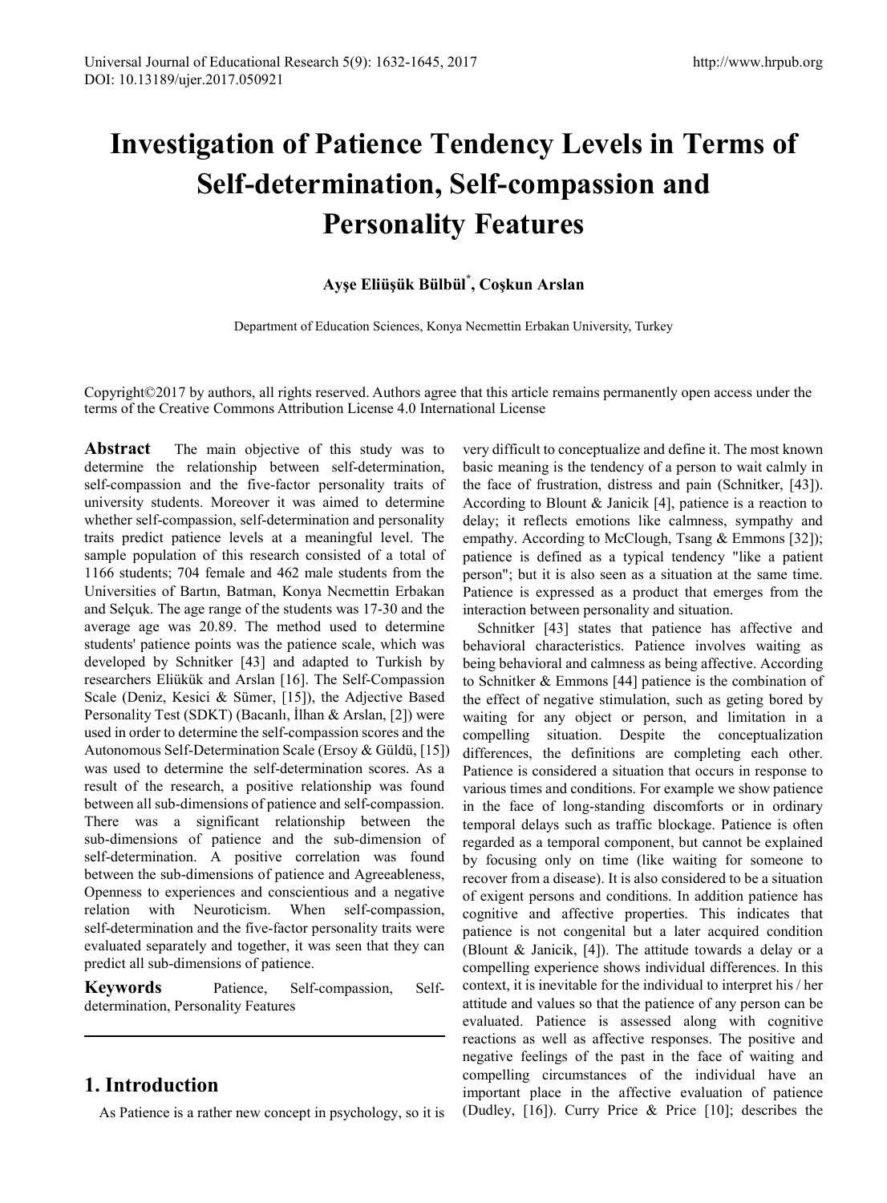# Investigation of Patience Tendency Levels in Terms of Self-determination, Self-compassion and Personality Features

**Ayşe Eliüşük Bülbül[*], Coşkun Arslan**

Department of Education Sciences, Konya Necmettin Erbakan University, Turkey

Copyright©2017 by authors, all rights reserved. Authors agree that this article remains permanently open access under the terms of the Creative Commons Attribution License 4.0 International License

**Abstract** The main objective of this study was to determine the relationship between self-determination, self-compassion and the five-factor personality traits of university students. Moreover it was aimed to determine whether self-compassion, self-determination and personality traits predict patience levels at a meaningful level. The sample population of this research consisted of a total of 1166 students; 704 female and 462 male students from the Universities of Bartın, Batman, Konya Necmettin Erbakan and Selçuk. The age range of the students was 17-30 and the average age was 20.89. The method used to determine students' patience points was the patience scale, which was developed by Schnitker [43] and adapted to Turkish by researchers Eliükük and Arslan [16]. The Self-Compassion Scale (Deniz, Kesici & Sümer, [15]), the Adjective Based Personality Test (SDKT) (Bacanlı, İlhan & Arslan, [2]) were used in order to determine the self-compassion scores and the Autonomous Self-Determination Scale (Ersoy & Güldü, [15]) was used to determine the self-determination scores. As a result of the research, a positive relationship was found between all sub-dimensions of patience and self-compassion. There was a significant relationship between the sub-dimensions of patience and the sub-dimension of self-determination. A positive correlation was found between the sub-dimensions of patience and Agreeableness, Openness to experiences and conscientious and a negative relation with Neuroticism. When self-compassion, self-determination and the five-factor personality traits were evaluated separately and together, it was seen that they can predict all sub-dimensions of patience.

**Keywords** Patience, Self-compassion, Self-determination, Personality Features

## 1. Introduction

As Patience is a rather new concept in psychology, so it is very difficult to conceptualize and define it. The most known basic meaning is the tendency of a person to wait calmly in the face of frustration, distress and pain (Schnitker, [43]). According to Blount & Janicik [4], patience is a reaction to delay; it reflects emotions like calmness, sympathy and empathy. According to McClough, Tsang & Emmons [32]); patience is defined as a typical tendency "like a patient person"; but it is also seen as a situation at the same time. Patience is expressed as a product that emerges from the interaction between personality and situation.

Schnitker [43] states that patience has affective and behavioral characteristics. Patience involves waiting as being behavioral and calmness as being affective. According to Schnitker & Emmons [44] patience is the combination of the effect of negative stimulation, such as geting bored by waiting for any object or person, and limitation in a compelling situation. Despite the conceptualization differences, the definitions are completing each other. Patience is considered a situation that occurs in response to various times and conditions. For example we show patience in the face of long-standing discomforts or in ordinary temporal delays such as traffic blockage. Patience is often regarded as a temporal component, but cannot be explained by focusing only on time (like waiting for someone to recover from a disease). It is also considered to be a situation of exigent persons and conditions. In addition patience has cognitive and affective properties. This indicates that patience is not congenital but a later acquired condition (Blount & Janicik, [4]). The attitude towards a delay or a compelling experience shows individual differences. In this context, it is inevitable for the individual to interpret his / her attitude and values so that the patience of any person can be evaluated. Patience is assessed along with cognitive reactions as well as affective responses. The positive and negative feelings of the past in the face of waiting and compelling circumstances of the individual have an important place in the affective evaluation of patience (Dudley, [16]). Curry Price & Price [10]; describes the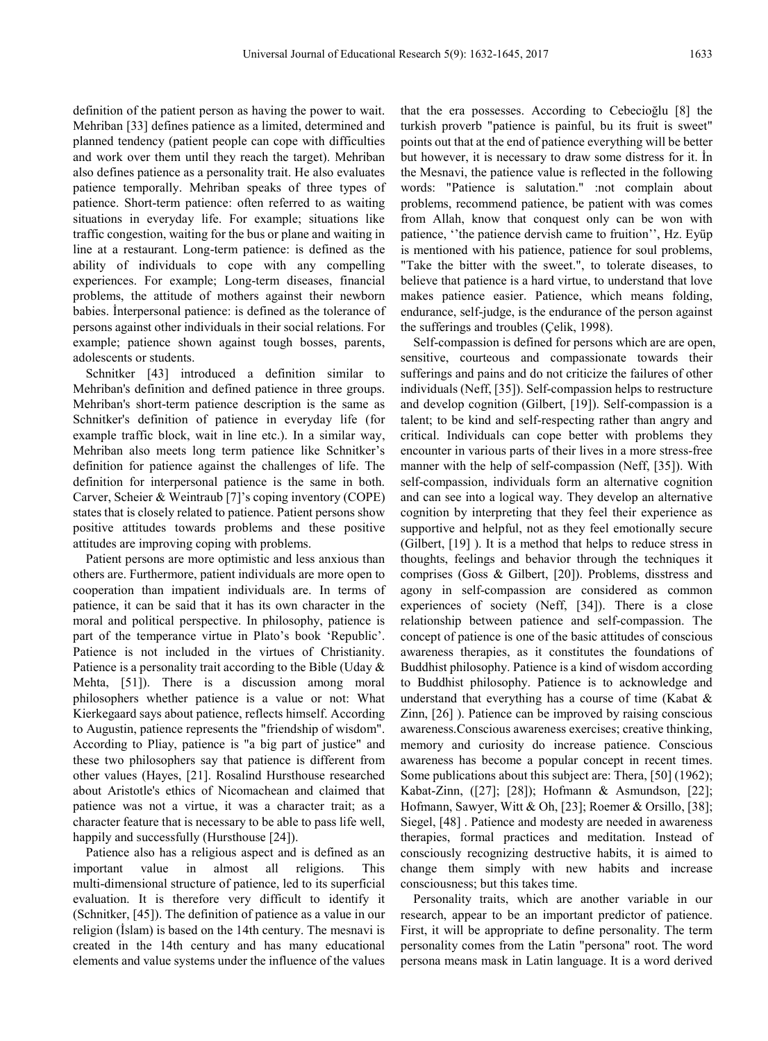definition of the patient person as having the power to wait. Mehriban [33] defines patience as a limited, determined and planned tendency (patient people can cope with difficulties and work over them until they reach the target). Mehriban also defines patience as a personality trait. He also evaluates patience temporally. Mehriban speaks of three types of patience. Short-term patience: often referred to as waiting situations in everyday life. For example; situations like traffic congestion, waiting for the bus or plane and waiting in line at a restaurant. Long-term patience: is defined as the ability of individuals to cope with any compelling experiences. For example; Long-term diseases, financial problems, the attitude of mothers against their newborn babies. İnterpersonal patience: is defined as the tolerance of persons against other individuals in their social relations. For example; patience shown against tough bosses, parents, adolescents or students.

Schnitker [43] introduced a definition similar to Mehriban's definition and defined patience in three groups. Mehriban's short-term patience description is the same as Schnitker's definition of patience in everyday life (for example traffic block, wait in line etc.). In a similar way, Mehriban also meets long term patience like Schnitker's definition for patience against the challenges of life. The definition for interpersonal patience is the same in both. Carver, Scheier & Weintraub [7]'s coping inventory (COPE) states that is closely related to patience. Patient persons show positive attitudes towards problems and these positive attitudes are improving coping with problems.

Patient persons are more optimistic and less anxious than others are. Furthermore, patient individuals are more open to cooperation than impatient individuals are. In terms of patience, it can be said that it has its own character in the moral and political perspective. In philosophy, patience is part of the temperance virtue in Plato's book 'Republic'. Patience is not included in the virtues of Christianity. Patience is a personality trait according to the Bible (Uday & Mehta, [51]). There is a discussion among moral philosophers whether patience is a value or not: What Kierkegaard says about patience, reflects himself. According to Augustin, patience represents the "friendship of wisdom". According to Pliay, patience is "a big part of justice" and these two philosophers say that patience is different from other values (Hayes, [21]. Rosalind Hursthouse researched about Aristotle's ethics of Nicomachean and claimed that patience was not a virtue, it was a character trait; as a character feature that is necessary to be able to pass life well, happily and successfully (Hursthouse [24]).

Patience also has a religious aspect and is defined as an important value in almost all religions. This multi-dimensional structure of patience, led to its superficial evaluation. It is therefore very difficult to identify it (Schnitker, [45]). The definition of patience as a value in our religion (İslam) is based on the 14th century. The mesnavi is created in the 14th century and has many educational elements and value systems under the influence of the values that the era possesses. According to Cebecioğlu [8] the turkish proverb "patience is painful, bu its fruit is sweet" points out that at the end of patience everything will be better but however, it is necessary to draw some distress for it. İn the Mesnavi, the patience value is reflected in the following words: "Patience is salutation." :not complain about problems, recommend patience, be patient with was comes from Allah, know that conquest only can be won with patience, ''the patience dervish came to fruition'', Hz. Eyüp is mentioned with his patience, patience for soul problems, "Take the bitter with the sweet.", to tolerate diseases, to believe that patience is a hard virtue, to understand that love makes patience easier. Patience, which means folding, endurance, self-judge, is the endurance of the person against the sufferings and troubles (Çelik, 1998).

Self-compassion is defined for persons which are are open, sensitive, courteous and compassionate towards their sufferings and pains and do not criticize the failures of other individuals (Neff, [35]). Self-compassion helps to restructure and develop cognition (Gilbert, [19]). Self-compassion is a talent; to be kind and self-respecting rather than angry and critical. Individuals can cope better with problems they encounter in various parts of their lives in a more stress-free manner with the help of self-compassion (Neff, [35]). With self-compassion, individuals form an alternative cognition and can see into a logical way. They develop an alternative cognition by interpreting that they feel their experience as supportive and helpful, not as they feel emotionally secure (Gilbert, [19] ). It is a method that helps to reduce stress in thoughts, feelings and behavior through the techniques it comprises (Goss & Gilbert, [20]). Problems, disstress and agony in self-compassion are considered as common experiences of society (Neff, [34]). There is a close relationship between patience and self-compassion. The concept of patience is one of the basic attitudes of conscious awareness therapies, as it constitutes the foundations of Buddhist philosophy. Patience is a kind of wisdom according to Buddhist philosophy. Patience is to acknowledge and understand that everything has a course of time (Kabat & Zinn, [26] ). Patience can be improved by raising conscious awareness.Conscious awareness exercises; creative thinking, memory and curiosity do increase patience. Conscious awareness has become a popular concept in recent times. Some publications about this subject are: Thera, [50] (1962); Kabat-Zinn, ([27]; [28]); Hofmann & Asmundson, [22]; Hofmann, Sawyer, Witt & Oh, [23]; Roemer & Orsillo, [38]; Siegel, [48] . Patience and modesty are needed in awareness therapies, formal practices and meditation. Instead of consciously recognizing destructive habits, it is aimed to change them simply with new habits and increase consciousness; but this takes time.

Personality traits, which are another variable in our research, appear to be an important predictor of patience. First, it will be appropriate to define personality. The term personality comes from the Latin "persona" root. The word persona means mask in Latin language. It is a word derived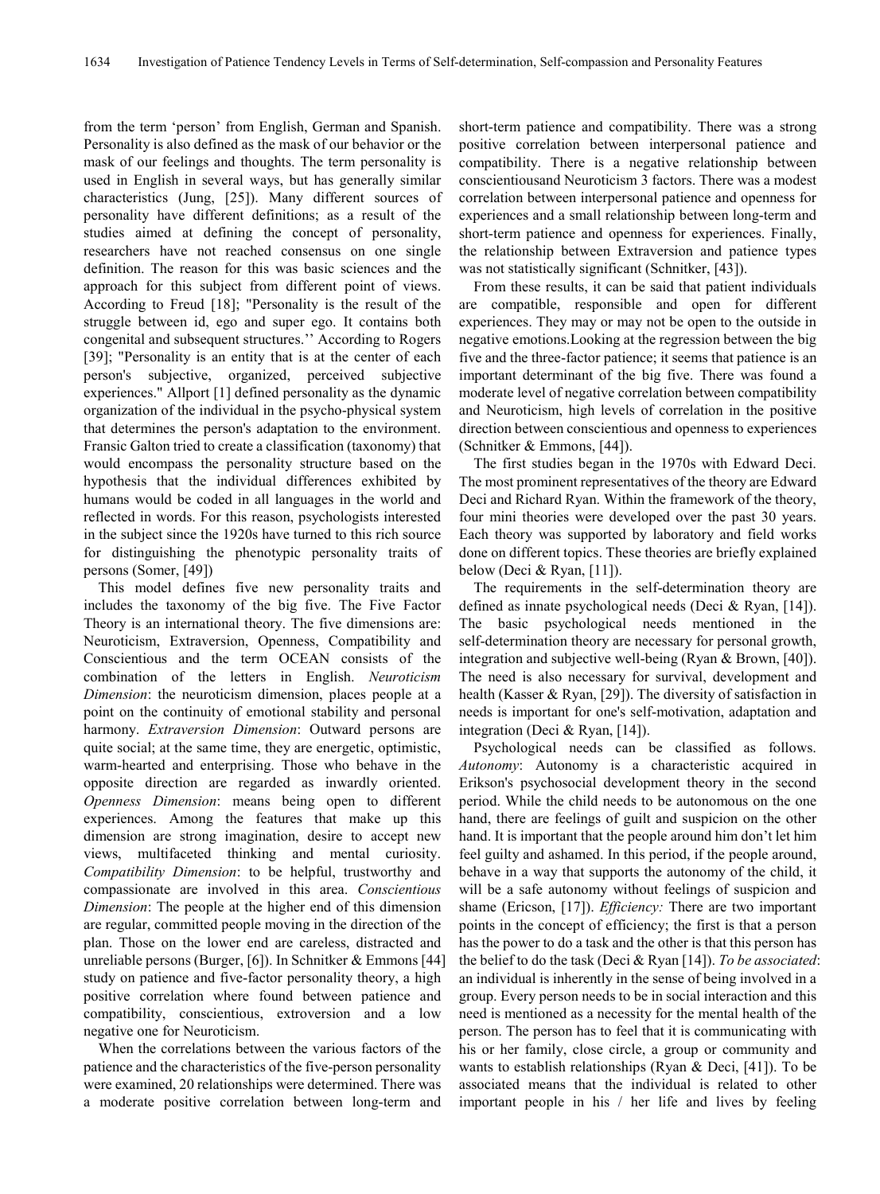from the term 'person' from English, German and Spanish. Personality is also defined as the mask of our behavior or the mask of our feelings and thoughts. The term personality is used in English in several ways, but has generally similar characteristics (Jung, [25]). Many different sources of personality have different definitions; as a result of the studies aimed at defining the concept of personality, researchers have not reached consensus on one single definition. The reason for this was basic sciences and the approach for this subject from different point of views. According to Freud [18]; "Personality is the result of the struggle between id, ego and super ego. It contains both congenital and subsequent structures.'' According to Rogers [39]; "Personality is an entity that is at the center of each person's subjective, organized, perceived subjective experiences." Allport [1] defined personality as the dynamic organization of the individual in the psycho-physical system that determines the person's adaptation to the environment. Fransic Galton tried to create a classification (taxonomy) that would encompass the personality structure based on the hypothesis that the individual differences exhibited by humans would be coded in all languages in the world and reflected in words. For this reason, psychologists interested in the subject since the 1920s have turned to this rich source for distinguishing the phenotypic personality traits of persons (Somer, [49])

This model defines five new personality traits and includes the taxonomy of the big five. The Five Factor Theory is an international theory. The five dimensions are: Neuroticism, Extraversion, Openness, Compatibility and Conscientious and the term OCEAN consists of the combination of the letters in English. *Neuroticism Dimension*: the neuroticism dimension, places people at a point on the continuity of emotional stability and personal harmony. *Extraversion Dimension*: Outward persons are quite social; at the same time, they are energetic, optimistic, warm-hearted and enterprising. Those who behave in the opposite direction are regarded as inwardly oriented. *Openness Dimension*: means being open to different experiences. Among the features that make up this dimension are strong imagination, desire to accept new views, multifaceted thinking and mental curiosity. *Compatibility Dimension*: to be helpful, trustworthy and compassionate are involved in this area. *Conscientious Dimension*: The people at the higher end of this dimension are regular, committed people moving in the direction of the plan. Those on the lower end are careless, distracted and unreliable persons (Burger, [6]). In Schnitker & Emmons [44] study on patience and five-factor personality theory, a high positive correlation where found between patience and compatibility, conscientious, extroversion and a low negative one for Neuroticism.

When the correlations between the various factors of the patience and the characteristics of the five-person personality were examined, 20 relationships were determined. There was a moderate positive correlation between long-term and short-term patience and compatibility. There was a strong positive correlation between interpersonal patience and compatibility. There is a negative relationship between conscientiousand Neuroticism 3 factors. There was a modest correlation between interpersonal patience and openness for experiences and a small relationship between long-term and short-term patience and openness for experiences. Finally, the relationship between Extraversion and patience types was not statistically significant (Schnitker, [43]).

From these results, it can be said that patient individuals are compatible, responsible and open for different experiences. They may or may not be open to the outside in negative emotions.Looking at the regression between the big five and the three-factor patience; it seems that patience is an important determinant of the big five. There was found a moderate level of negative correlation between compatibility and Neuroticism, high levels of correlation in the positive direction between conscientious and openness to experiences (Schnitker & Emmons, [44]).

The first studies began in the 1970s with Edward Deci. The most prominent representatives of the theory are Edward Deci and Richard Ryan. Within the framework of the theory, four mini theories were developed over the past 30 years. Each theory was supported by laboratory and field works done on different topics. These theories are briefly explained below (Deci & Ryan, [11]).

The requirements in the self-determination theory are defined as innate psychological needs (Deci & Ryan, [14]). The basic psychological needs mentioned in the self-determination theory are necessary for personal growth, integration and subjective well-being (Ryan & Brown, [40]). The need is also necessary for survival, development and health (Kasser & Ryan, [29]). The diversity of satisfaction in needs is important for one's self-motivation, adaptation and integration (Deci & Ryan, [14]).

Psychological needs can be classified as follows. *Autonomy*: Autonomy is a characteristic acquired in Erikson's psychosocial development theory in the second period. While the child needs to be autonomous on the one hand, there are feelings of guilt and suspicion on the other hand. It is important that the people around him don't let him feel guilty and ashamed. In this period, if the people around, behave in a way that supports the autonomy of the child, it will be a safe autonomy without feelings of suspicion and shame (Ericson, [17]). *Efficiency:* There are two important points in the concept of efficiency; the first is that a person has the power to do a task and the other is that this person has the belief to do the task (Deci & Ryan [14]). *To be associated*: an individual is inherently in the sense of being involved in a group. Every person needs to be in social interaction and this need is mentioned as a necessity for the mental health of the person. The person has to feel that it is communicating with his or her family, close circle, a group or community and wants to establish relationships (Ryan & Deci, [41]). To be associated means that the individual is related to other important people in his / her life and lives by feeling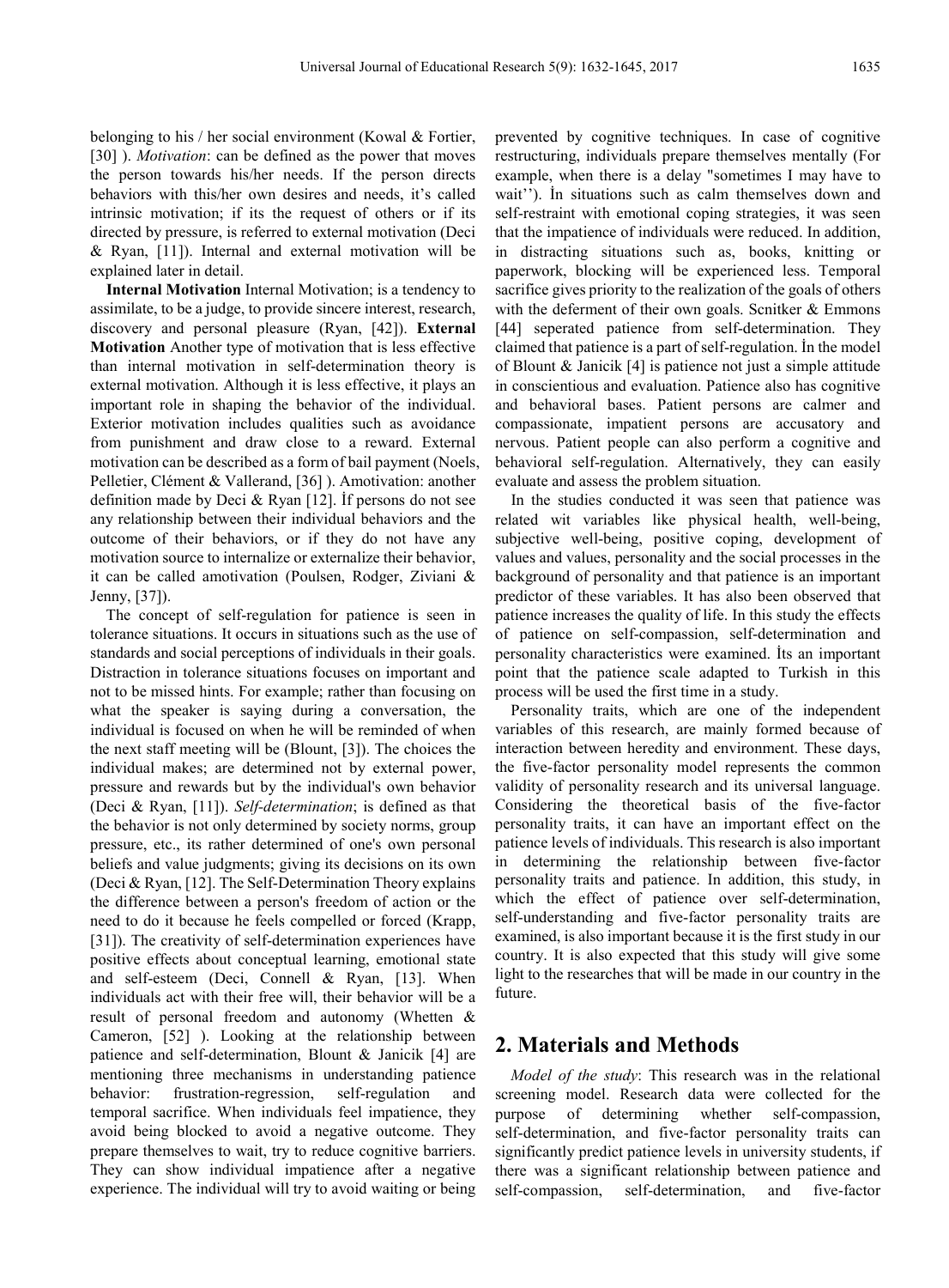belonging to his / her social environment (Kowal & Fortier, [30] ). *Motivation*: can be defined as the power that moves the person towards his/her needs. If the person directs behaviors with this/her own desires and needs, it's called intrinsic motivation; if its the request of others or if its directed by pressure, is referred to external motivation (Deci & Ryan, [11]). Internal and external motivation will be explained later in detail.

**Internal Motivation** Internal Motivation; is a tendency to assimilate, to be a judge, to provide sincere interest, research, discovery and personal pleasure (Ryan, [42]). **External Motivation** Another type of motivation that is less effective than internal motivation in self-determination theory is external motivation. Although it is less effective, it plays an important role in shaping the behavior of the individual. Exterior motivation includes qualities such as avoidance from punishment and draw close to a reward. External motivation can be described as a form of bail payment (Noels, Pelletier, Clément & Vallerand, [36] ). Amotivation: another definition made by Deci & Ryan [12]. İf persons do not see any relationship between their individual behaviors and the outcome of their behaviors, or if they do not have any motivation source to internalize or externalize their behavior, it can be called amotivation (Poulsen, Rodger, Ziviani & Jenny, [37]).

The concept of self-regulation for patience is seen in tolerance situations. It occurs in situations such as the use of standards and social perceptions of individuals in their goals. Distraction in tolerance situations focuses on important and not to be missed hints. For example; rather than focusing on what the speaker is saying during a conversation, the individual is focused on when he will be reminded of when the next staff meeting will be (Blount, [3]). The choices the individual makes; are determined not by external power, pressure and rewards but by the individual's own behavior (Deci & Ryan, [11]). *Self-determination*; is defined as that the behavior is not only determined by society norms, group pressure, etc., its rather determined of one's own personal beliefs and value judgments; giving its decisions on its own (Deci & Ryan, [12]. The Self-Determination Theory explains the difference between a person's freedom of action or the need to do it because he feels compelled or forced (Krapp, [31]). The creativity of self-determination experiences have positive effects about conceptual learning, emotional state and self-esteem (Deci, Connell & Ryan, [13]. When individuals act with their free will, their behavior will be a result of personal freedom and autonomy (Whetten & Cameron, [52] ). Looking at the relationship between patience and self-determination, Blount & Janicik [4] are mentioning three mechanisms in understanding patience behavior: frustration-regression, self-regulation and temporal sacrifice. When individuals feel impatience, they avoid being blocked to avoid a negative outcome. They prepare themselves to wait, try to reduce cognitive barriers. They can show individual impatience after a negative experience. The individual will try to avoid waiting or being prevented by cognitive techniques. In case of cognitive restructuring, individuals prepare themselves mentally (For example, when there is a delay "sometimes I may have to wait''). İn situations such as calm themselves down and self-restraint with emotional coping strategies, it was seen that the impatience of individuals were reduced. In addition, in distracting situations such as, books, knitting or paperwork, blocking will be experienced less. Temporal sacrifice gives priority to the realization of the goals of others with the deferment of their own goals. Scnitker & Emmons [44] seperated patience from self-determination. They claimed that patience is a part of self-regulation. İn the model of Blount & Janicik [4] is patience not just a simple attitude in conscientious and evaluation. Patience also has cognitive and behavioral bases. Patient persons are calmer and compassionate, impatient persons are accusatory and nervous. Patient people can also perform a cognitive and behavioral self-regulation. Alternatively, they can easily evaluate and assess the problem situation.

In the studies conducted it was seen that patience was related wit variables like physical health, well-being, subjective well-being, positive coping, development of values and values, personality and the social processes in the background of personality and that patience is an important predictor of these variables. It has also been observed that patience increases the quality of life. In this study the effects of patience on self-compassion, self-determination and personality characteristics were examined. İts an important point that the patience scale adapted to Turkish in this process will be used the first time in a study.

Personality traits, which are one of the independent variables of this research, are mainly formed because of interaction between heredity and environment. These days, the five-factor personality model represents the common validity of personality research and its universal language. Considering the theoretical basis of the five-factor personality traits, it can have an important effect on the patience levels of individuals. This research is also important in determining the relationship between five-factor personality traits and patience. In addition, this study, in which the effect of patience over self-determination, self-understanding and five-factor personality traits are examined, is also important because it is the first study in our country. It is also expected that this study will give some light to the researches that will be made in our country in the future.

## 2. Materials and Methods

*Model of the study*: This research was in the relational screening model. Research data were collected for the purpose of determining whether self-compassion, self-determination, and five-factor personality traits can significantly predict patience levels in university students, if there was a significant relationship between patience and self-compassion, self-determination, and five-factor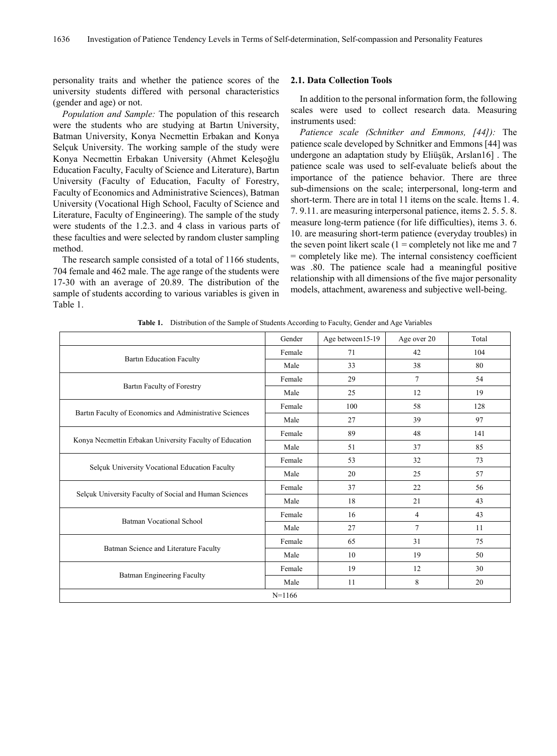personality traits and whether the patience scores of the university students differed with personal characteristics (gender and age) or not.

*Population and Sample:* The population of this research were the students who are studying at Bartın University, Batman University, Konya Necmettin Erbakan and Konya Selçuk University. The working sample of the study were Konya Necmettin Erbakan University (Ahmet Keleşoğlu Education Faculty, Faculty of Science and Literature), Bartın University (Faculty of Education, Faculty of Forestry, Faculty of Economics and Administrative Sciences), Batman University (Vocational High School, Faculty of Science and Literature, Faculty of Engineering). The sample of the study were students of the 1.2.3. and 4 class in various parts of these faculties and were selected by random cluster sampling method.

The research sample consisted of a total of 1166 students, 704 female and 462 male. The age range of the students were 17-30 with an average of 20.89. The distribution of the sample of students according to various variables is given in Table 1.

### 2.1. Data Collection Tools

In addition to the personal information form, the following scales were used to collect research data. Measuring instruments used:

*Patience scale (Schnitker and Emmons, [44]):* The patience scale developed by Schnitker and Emmons [44] was undergone an adaptation study by Eliüşük, Arslan16] . The patience scale was used to self-evaluate beliefs about the importance of the patience behavior. There are three sub-dimensions on the scale; interpersonal, long-term and short-term. There are in total 11 items on the scale. İtems 1. 4. 7. 9.11. are measuring interpersonal patience, items 2. 5. 5. 8. measure long-term patience (for life difficulties), items 3. 6. 10. are measuring short-term patience (everyday troubles) in the seven point likert scale (1 = completely not like me and 7 = completely like me). The internal consistency coefficient was .80. The patience scale had a meaningful positive relationship with all dimensions of the five major personality models, attachment, awareness and subjective well-being.

**Table 1.** Distribution of the Sample of Students According to Faculty, Gender and Age Variables

| | Gender | Age between15-19 | Age over 20 | Total |
|---|---|---|---|---|
| Bartın Education Faculty | Female | 71 | 42 | 104 |
| | Male | 33 | 38 | 80 |
| Bartın Faculty of Forestry | Female | 29 | 7 | 54 |
| | Male | 25 | 12 | 19 |
| Bartın Faculty of Economics and Administrative Sciences | Female | 100 | 58 | 128 |
| | Male | 27 | 39 | 97 |
| Konya Necmettin Erbakan University Faculty of Education | Female | 89 | 48 | 141 |
| | Male | 51 | 37 | 85 |
| Selçuk University Vocational Education Faculty | Female | 53 | 32 | 73 |
| | Male | 20 | 25 | 57 |
| Selçuk University Faculty of Social and Human Sciences | Female | 37 | 22 | 56 |
| | Male | 18 | 21 | 43 |
| Batman Vocational School | Female | 16 | 4 | 43 |
| | Male | 27 | 7 | 11 |
| Batman Science and Literature Faculty | Female | 65 | 31 | 75 |
| | Male | 10 | 19 | 50 |
| Batman Engineering Faculty | Female | 19 | 12 | 30 |
| | Male | 11 | 8 | 20 |
| N=1166 | | | | |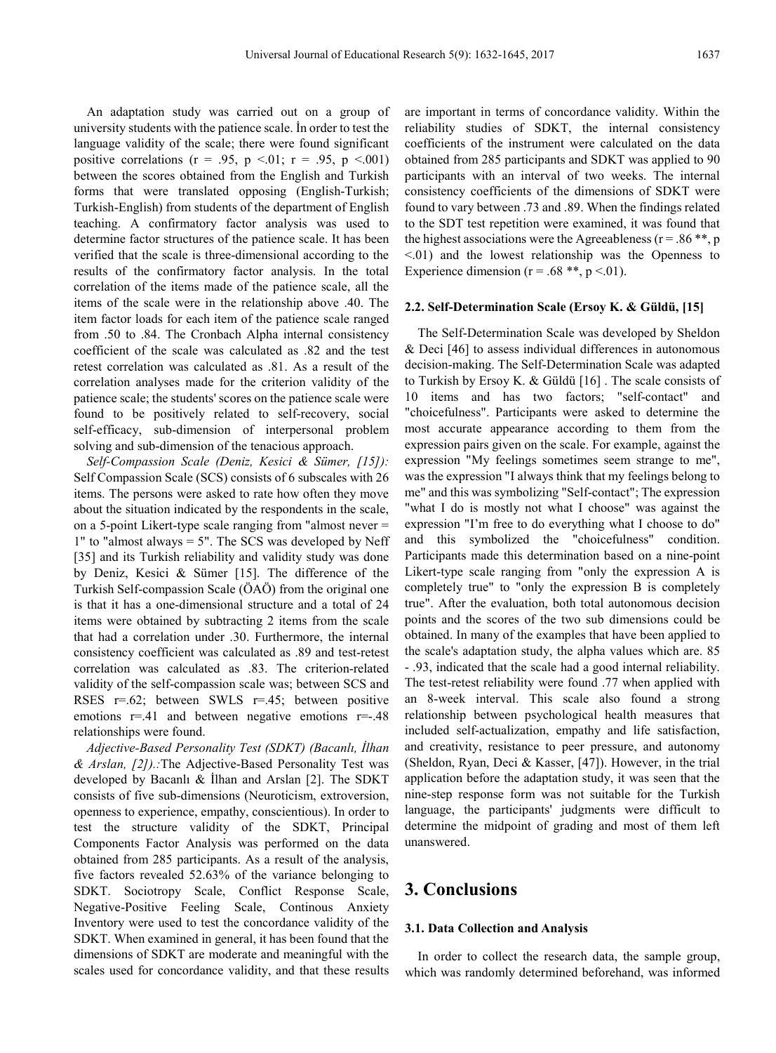An adaptation study was carried out on a group of university students with the patience scale. İn order to test the language validity of the scale; there were found significant positive correlations ($r = .95$, $p < .01$; $r = .95$, $p < .001$) between the scores obtained from the English and Turkish forms that were translated opposing (English-Turkish; Turkish-English) from students of the department of English teaching. A confirmatory factor analysis was used to determine factor structures of the patience scale. It has been verified that the scale is three-dimensional according to the results of the confirmatory factor analysis. In the total correlation of the items made of the patience scale, all the items of the scale were in the relationship above .40. The item factor loads for each item of the patience scale ranged from .50 to .84. The Cronbach Alpha internal consistency coefficient of the scale was calculated as .82 and the test retest correlation was calculated as .81. As a result of the correlation analyses made for the criterion validity of the patience scale; the students' scores on the patience scale were found to be positively related to self-recovery, social self-efficacy, sub-dimension of interpersonal problem solving and sub-dimension of the tenacious approach.

*Self-Compassion Scale (Deniz, Kesici & Sümer, [15]):* Self Compassion Scale (SCS) consists of 6 subscales with 26 items. The persons were asked to rate how often they move about the situation indicated by the respondents in the scale, on a 5-point Likert-type scale ranging from "almost never = 1" to "almost always = 5". The SCS was developed by Neff [35] and its Turkish reliability and validity study was done by Deniz, Kesici & Sümer [15]. The difference of the Turkish Self-compassion Scale (ÖAÖ) from the original one is that it has a one-dimensional structure and a total of 24 items were obtained by subtracting 2 items from the scale that had a correlation under .30. Furthermore, the internal consistency coefficient was calculated as .89 and test-retest correlation was calculated as .83. The criterion-related validity of the self-compassion scale was; between SCS and RSES $r=.62$; between SWLS $r=.45$; between positive emotions $r=.41$ and between negative emotions $r=-.48$ relationships were found.

*Adjective-Based Personality Test (SDKT) (Bacanlı, İlhan & Arslan, [2]).:* The Adjective-Based Personality Test was developed by Bacanlı & İlhan and Arslan [2]. The SDKT consists of five sub-dimensions (Neuroticism, extroversion, openness to experience, empathy, conscientious). In order to test the structure validity of the SDKT, Principal Components Factor Analysis was performed on the data obtained from 285 participants. As a result of the analysis, five factors revealed 52.63% of the variance belonging to SDKT. Sociotropy Scale, Conflict Response Scale, Negative-Positive Feeling Scale, Continous Anxiety Inventory were used to test the concordance validity of the SDKT. When examined in general, it has been found that the dimensions of SDKT are moderate and meaningful with the scales used for concordance validity, and that these results are important in terms of concordance validity. Within the reliability studies of SDKT, the internal consistency coefficients of the instrument were calculated on the data obtained from 285 participants and SDKT was applied to 90 participants with an interval of two weeks. The internal consistency coefficients of the dimensions of SDKT were found to vary between .73 and .89. When the findings related to the SDT test repetition were examined, it was found that the highest associations were the Agreeableness ($r = .86$ **, $p < .01$) and the lowest relationship was the Openness to Experience dimension ($r = .68$ **, $p < .01$).

### 2.2. Self-Determination Scale (Ersoy K. & Güldü, [15]

The Self-Determination Scale was developed by Sheldon & Deci [46] to assess individual differences in autonomous decision-making. The Self-Determination Scale was adapted to Turkish by Ersoy K. & Güldü [16] . The scale consists of 10 items and has two factors; "self-contact" and "choicefulness". Participants were asked to determine the most accurate appearance according to them from the expression pairs given on the scale. For example, against the expression "My feelings sometimes seem strange to me", was the expression "I always think that my feelings belong to me" and this was symbolizing "Self-contact"; The expression "what I do is mostly not what I choose" was against the expression "I'm free to do everything what I choose to do" and this symbolized the "choicefulness" condition. Participants made this determination based on a nine-point Likert-type scale ranging from "only the expression A is completely true" to "only the expression B is completely true". After the evaluation, both total autonomous decision points and the scores of the two sub dimensions could be obtained. In many of the examples that have been applied to the scale's adaptation study, the alpha values which are. 85 - .93, indicated that the scale had a good internal reliability. The test-retest reliability were found .77 when applied with an 8-week interval. This scale also found a strong relationship between psychological health measures that included self-actualization, empathy and life satisfaction, and creativity, resistance to peer pressure, and autonomy (Sheldon, Ryan, Deci & Kasser, [47]). However, in the trial application before the adaptation study, it was seen that the nine-step response form was not suitable for the Turkish language, the participants' judgments were difficult to determine the midpoint of grading and most of them left unanswered.

## 3. Conclusions

### 3.1. Data Collection and Analysis

In order to collect the research data, the sample group, which was randomly determined beforehand, was informed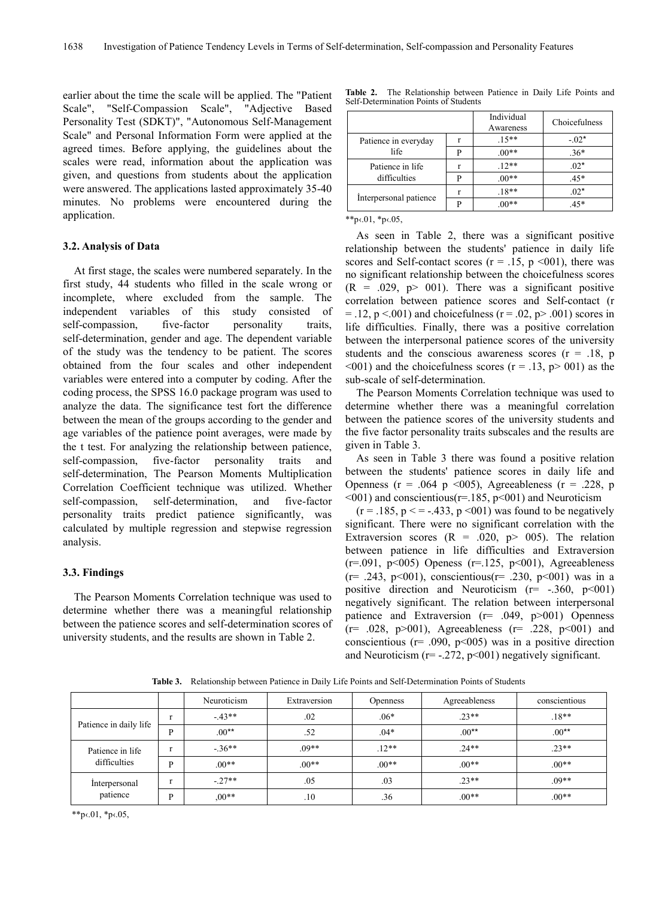earlier about the time the scale will be applied. The "Patient Scale", "Self-Compassion Scale", "Adjective Based Personality Test (SDKT)", "Autonomous Self-Management Scale" and Personal Information Form were applied at the agreed times. Before applying, the guidelines about the scales were read, information about the application was given, and questions from students about the application were answered. The applications lasted approximately 35-40 minutes. No problems were encountered during the application.

### 3.2. Analysis of Data

At first stage, the scales were numbered separately. In the first study, 44 students who filled in the scale wrong or incomplete, where excluded from the sample. The independent variables of this study consisted of self-compassion, five-factor personality traits, self-determination, gender and age. The dependent variable of the study was the tendency to be patient. The scores obtained from the four scales and other independent variables were entered into a computer by coding. After the coding process, the SPSS 16.0 package program was used to analyze the data. The significance test fort the difference between the mean of the groups according to the gender and age variables of the patience point averages, were made by the t test. For analyzing the relationship between patience, self-compassion, five-factor personality traits and self-determination, The Pearson Moments Multiplication Correlation Coefficient technique was utilized. Whether self-compassion, self-determination, and five-factor personality traits predict patience significantly, was calculated by multiple regression and stepwise regression analysis.

### 3.3. Findings

The Pearson Moments Correlation technique was used to determine whether there was a meaningful relationship between the patience scores and self-determination scores of university students, and the results are shown in Table 2.

**Table 2.** The Relationship between Patience in Daily Life Points and Self-Determination Points of Students

| | | Individual Awareness | Choicefulness |
|---|---|---|---|
| Patience in everyday life | r | .15** | -.02* |
| | P | .00** | .36* |
| Patience in life difficulties | r | .12** | .02* |
| | P | .00** | .45* |
| İnterpersonal patience | r | .18** | .02* |
| | P | .00** | .45* |

**p‹.01, *p‹.05,

As seen in Table 2, there was a significant positive relationship between the students' patience in daily life scores and Self-contact scores ($r = .15$, $p < 001$), there was no significant relationship between the choicefulness scores ($R = .029$, $p > 001$). There was a significant positive correlation between patience scores and Self-contact ($r = .12$, $p < .001$) and choicefulness ($r = .02$, $p > .001$) scores in life difficulties. Finally, there was a positive correlation between the interpersonal patience scores of the university students and the conscious awareness scores ($r = .18$, $p < 001$) and the choicefulness scores ($r = .13$, $p > 001$) as the sub-scale of self-determination.

The Pearson Moments Correlation technique was used to determine whether there was a meaningful correlation between the patience scores of the university students and the five factor personality traits subscales and the results are given in Table 3.

As seen in Table 3 there was found a positive relation between the students' patience scores in daily life and Openness ($r = .064$ $p < 005$), Agreeableness ($r = .228$, $p < 001$) and conscientious($r=.185$, $p<001$) and Neuroticism

($r = .185$, $p < = -.433$, $p < 001$) was found to be negatively significant. There were no significant correlation with the Extraversion scores ($R = .020$, $p > 005$). The relation between patience in life difficulties and Extraversion ($r=.091$, $p<005$) Openess ($r=.125$, $p<001$), Agreeableness ($r= .243$, $p<001$), conscientious($r= .230$, $p<001$) was in a positive direction and Neuroticism ($r= -.360$, $p<001$) negatively significant. The relation between interpersonal patience and Extraversion ($r= .049$, $p>001$) Openness ($r= .028$, $p>001$), Agreeableness ($r= .228$, $p<001$) and conscientious ($r= .090$, $p<005$) was in a positive direction and Neuroticism ($r= -.272$, $p<001$) negatively significant.

**Table 3.** Relationship between Patience in Daily Life Points and Self-Determination Points of Students

| | | Neuroticism | Extraversion | Openness | Agreeableness | conscientious |
|---|---|---|---|---|---|---|
| Patience in daily life | r | -.43** | .02 | .06* | .23** | .18** |
| | P | .00** | .52 | .04* | .00** | .00** |
| Patience in life difficulties | r | -.36** | .09** | .12** | .24** | .23** |
| | P | .00** | .00** | .00** | .00** | .00** |
| İnterpersonal patience | r | -.27** | .05 | .03 | .23** | .09** |
| | P | ,00** | .10 | .36 | .00** | .00** |

**p‹.01, *p‹.05,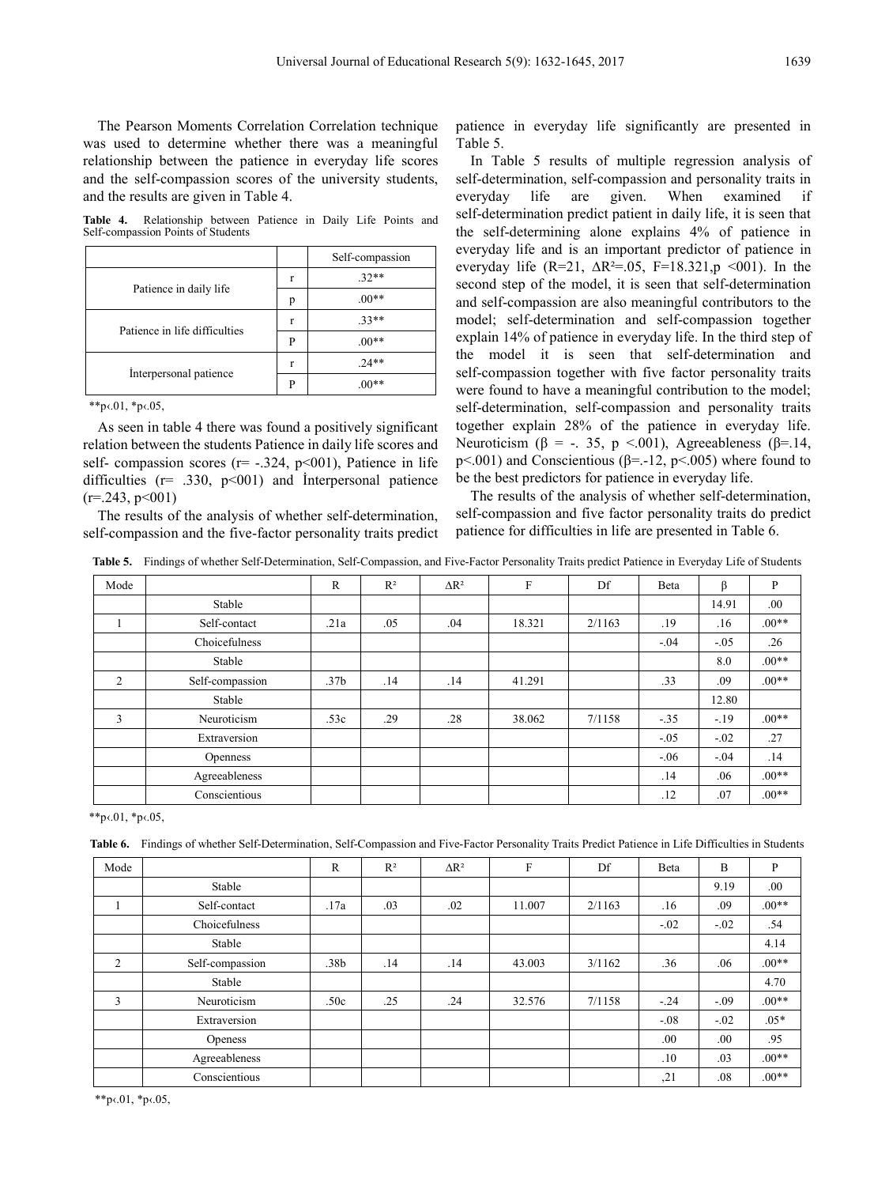The Pearson Moments Correlation Correlation technique was used to determine whether there was a meaningful relationship between the patience in everyday life scores and the self-compassion scores of the university students, and the results are given in Table 4.

**Table 4.** Relationship between Patience in Daily Life Points and Self-compassion Points of Students

| | | Self-compassion |
|---|---|---|
| Patience in daily life | r | .32** |
| | p | .00** |
| Patience in life difficulties | r | .33** |
| | P | .00** |
| İnterpersonal patience | r | .24** |
| | P | .00** |

**p‹.01, *p‹.05,

As seen in table 4 there was found a positively significant relation between the students Patience in daily life scores and self- compassion scores (r= -.324, p<001), Patience in life difficulties (r= .330, p<001) and İnterpersonal patience (r=.243, p<001)

The results of the analysis of whether self-determination, self-compassion and the five-factor personality traits predict patience in everyday life significantly are presented in Table 5.

In Table 5 results of multiple regression analysis of self-determination, self-compassion and personality traits in everyday life are given. When examined if self-determination predict patient in daily life, it is seen that the self-determining alone explains 4% of patience in everyday life and is an important predictor of patience in everyday life (R=21, $\Delta R^2$=.05, F=18.321,p <001). In the second step of the model, it is seen that self-determination and self-compassion are also meaningful contributors to the model; self-determination and self-compassion together explain 14% of patience in everyday life. In the third step of the model it is seen that self-determination and self-compassion together with five factor personality traits were found to have a meaningful contribution to the model; self-determination, self-compassion and personality traits together explain 28% of the patience in everyday life. Neuroticism (β = -. 35, p <.001), Agreeableness (β=.14, p<.001) and Conscientious (β=.-12, p<.005) where found to be the best predictors for patience in everyday life.

The results of the analysis of whether self-determination, self-compassion and five factor personality traits do predict patience for difficulties in life are presented in Table 6.

**Table 5.** Findings of whether Self-Determination, Self-Compassion, and Five-Factor Personality Traits predict Patience in Everyday Life of Students

| Mode | | R | R² | ΔR² | F | Df | Beta | β | P |
|---|---|---|---|---|---|---|---|---|---|
| | Stable | | | | | | | 14.91 | .00 |
| 1 | Self-contact | .21a | .05 | .04 | 18.321 | 2/1163 | .19 | .16 | .00** |
| | Choicefulness | | | | | | -.04 | -.05 | .26 |
| | Stable | | | | | | | 8.0 | .00** |
| 2 | Self-compassion | .37b | .14 | .14 | 41.291 | | .33 | .09 | .00** |
| | Stable | | | | | | | 12.80 | |
| 3 | Neuroticism | .53c | .29 | .28 | 38.062 | 7/1158 | -.35 | -.19 | .00** |
| | Extraversion | | | | | | -.05 | -.02 | .27 |
| | Openness | | | | | | -.06 | -.04 | .14 |
| | Agreeableness | | | | | | .14 | .06 | .00** |
| | Conscientious | | | | | | .12 | .07 | .00** |

**p‹.01, *p‹.05,

**Table 6.** Findings of whether Self-Determination, Self-Compassion and Five-Factor Personality Traits Predict Patience in Life Difficulties in Students

| Mode | | R | R² | ΔR² | F | Df | Beta | B | P |
|---|---|---|---|---|---|---|---|---|---|
| | Stable | | | | | | | 9.19 | .00 |
| 1 | Self-contact | .17a | .03 | .02 | 11.007 | 2/1163 | .16 | .09 | .00** |
| | Choicefulness | | | | | | -.02 | -.02 | .54 |
| | Stable | | | | | | | | 4.14 |
| 2 | Self-compassion | .38b | .14 | .14 | 43.003 | 3/1162 | .36 | .06 | .00** |
| | Stable | | | | | | | | 4.70 |
| 3 | Neuroticism | .50c | .25 | .24 | 32.576 | 7/1158 | -.24 | -.09 | .00** |
| | Extraversion | | | | | | -.08 | -.02 | .05* |
| | Openess | | | | | | .00 | .00 | .95 |
| | Agreeableness | | | | | | .10 | .03 | .00** |
| | Conscientious | | | | | | ,21 | .08 | .00** |

**p‹.01, *p‹.05,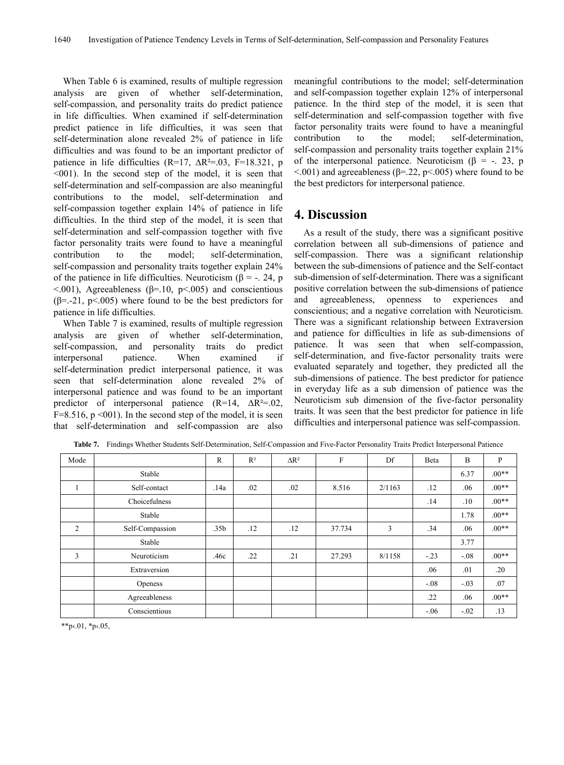When Table 6 is examined, results of multiple regression analysis are given of whether self-determination, self-compassion, and personality traits do predict patience in life difficulties. When examined if self-determination predict patience in life difficulties, it was seen that self-determination alone revealed 2% of patience in life difficulties and was found to be an important predictor of patience in life difficulties (R=17, $\Delta R^2$=.03, F=18.321, p <001). In the second step of the model, it is seen that self-determination and self-compassion are also meaningful contributions to the model, self-determination and self-compassion together explain 14% of patience in life difficulties. In the third step of the model, it is seen that self-determination and self-compassion together with five factor personality traits were found to have a meaningful contribution to the model; self-determination, self-compassion and personality traits together explain 24% of the patience in life difficulties. Neuroticism (β = -. 24, p <.001), Agreeableness (β=.10, p<.005) and conscientious (β=.-21, p<.005) where found to be the best predictors for patience in life difficulties.

When Table 7 is examined, results of multiple regression analysis are given of whether self-determination, self-compassion, and personality traits do predict interpersonal patience. When examined if self-determination predict interpersonal patience, it was seen that self-determination alone revealed 2% of interpersonal patience and was found to be an important predictor of interpersonal patience (R=14, $\Delta R^2$=.02, F=8.516, p <001). In the second step of the model, it is seen that self-determination and self-compassion are also meaningful contributions to the model; self-determination and self-compassion together explain 12% of interpersonal patience. In the third step of the model, it is seen that self-determination and self-compassion together with five factor personality traits were found to have a meaningful contribution to the model; self-determination, self-compassion and personality traits together explain 21% of the interpersonal patience. Neuroticism (β = -. 23, p <.001) and agreeableness (β=.22, p<.005) where found to be the best predictors for interpersonal patience.

# 4. Discussion

As a result of the study, there was a significant positive correlation between all sub-dimensions of patience and self-compassion. There was a significant relationship between the sub-dimensions of patience and the Self-contact sub-dimension of self-determination. There was a significant positive correlation between the sub-dimensions of patience and agreeableness, openness to experiences and conscientious; and a negative correlation with Neuroticism. There was a significant relationship between Extraversion and patience for difficulties in life as sub-dimensions of patience. İt was seen that when self-compassion, self-determination, and five-factor personality traits were evaluated separately and together, they predicted all the sub-dimensions of patience. The best predictor for patience in everyday life as a sub dimension of patience was the Neuroticism sub dimension of the five-factor personality traits. İt was seen that the best predictor for patience in life difficulties and interpersonal patience was self-compassion.

**Table 7.** Findings Whether Students Self-Determination, Self-Compassion and Five-Factor Personality Traits Predict İnterpersonal Patience

| Mode | | R | R² | ΔR² | F | Df | Beta | B | P |
|---|---|---|---|---|---|---|---|---|---|
| | Stable | | | | | | | 6.37 | .00** |
| 1 | Self-contact | .14a | .02 | .02 | 8.516 | 2/1163 | .12 | .06 | .00** |
| | Choicefulness | | | | | | .14 | .10 | .00** |
| | Stable | | | | | | | 1.78 | .00** |
| 2 | Self-Compassion | .35b | .12 | .12 | 37.734 | 3 | .34 | .06 | .00** |
| | Stable | | | | | | | 3.77 | |
| 3 | Neuroticism | .46c | .22 | .21 | 27.293 | 8/1158 | -.23 | -.08 | .00** |
| | Extraversion | | | | | | .06 | .01 | .20 |
| | Openess | | | | | | -.08 | -.03 | .07 |
| | Agreeableness | | | | | | .22 | .06 | .00** |
| | Conscientious | | | | | | -.06 | -.02 | .13 |

**p‹.01, *p‹.05,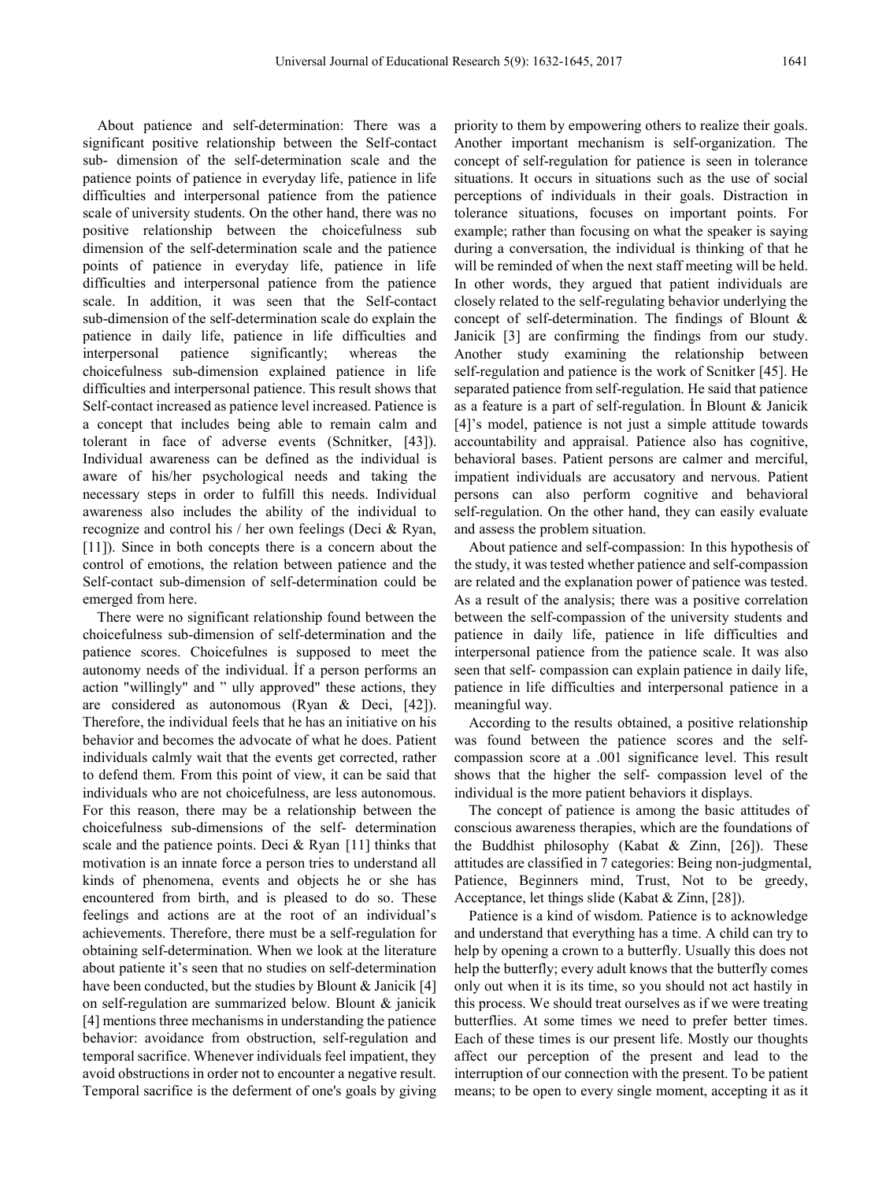About patience and self-determination: There was a significant positive relationship between the Self-contact sub- dimension of the self-determination scale and the patience points of patience in everyday life, patience in life difficulties and interpersonal patience from the patience scale of university students. On the other hand, there was no positive relationship between the choicefulness sub dimension of the self-determination scale and the patience points of patience in everyday life, patience in life difficulties and interpersonal patience from the patience scale. In addition, it was seen that the Self-contact sub-dimension of the self-determination scale do explain the patience in daily life, patience in life difficulties and interpersonal patience significantly; whereas the choicefulness sub-dimension explained patience in life difficulties and interpersonal patience. This result shows that Self-contact increased as patience level increased. Patience is a concept that includes being able to remain calm and tolerant in face of adverse events (Schnitker, [43]). Individual awareness can be defined as the individual is aware of his/her psychological needs and taking the necessary steps in order to fulfill this needs. Individual awareness also includes the ability of the individual to recognize and control his / her own feelings (Deci & Ryan, [11]). Since in both concepts there is a concern about the control of emotions, the relation between patience and the Self-contact sub-dimension of self-determination could be emerged from here.

There were no significant relationship found between the choicefulness sub-dimension of self-determination and the patience scores. Choicefulnes is supposed to meet the autonomy needs of the individual. İf a person performs an action "willingly" and " ully approved" these actions, they are considered as autonomous (Ryan & Deci, [42]). Therefore, the individual feels that he has an initiative on his behavior and becomes the advocate of what he does. Patient individuals calmly wait that the events get corrected, rather to defend them. From this point of view, it can be said that individuals who are not choicefulness, are less autonomous. For this reason, there may be a relationship between the choicefulness sub-dimensions of the self- determination scale and the patience points. Deci & Ryan [11] thinks that motivation is an innate force a person tries to understand all kinds of phenomena, events and objects he or she has encountered from birth, and is pleased to do so. These feelings and actions are at the root of an individual's achievements. Therefore, there must be a self-regulation for obtaining self-determination. When we look at the literature about patiente it's seen that no studies on self-determination have been conducted, but the studies by Blount & Janicik [4] on self-regulation are summarized below. Blount & janicik [4] mentions three mechanisms in understanding the patience behavior: avoidance from obstruction, self-regulation and temporal sacrifice. Whenever individuals feel impatient, they avoid obstructions in order not to encounter a negative result. Temporal sacrifice is the deferment of one's goals by giving priority to them by empowering others to realize their goals. Another important mechanism is self-organization. The concept of self-regulation for patience is seen in tolerance situations. It occurs in situations such as the use of social perceptions of individuals in their goals. Distraction in tolerance situations, focuses on important points. For example; rather than focusing on what the speaker is saying during a conversation, the individual is thinking of that he will be reminded of when the next staff meeting will be held. In other words, they argued that patient individuals are closely related to the self-regulating behavior underlying the concept of self-determination. The findings of Blount & Janicik [3] are confirming the findings from our study. Another study examining the relationship between self-regulation and patience is the work of Scnitker [45]. He separated patience from self-regulation. He said that patience as a feature is a part of self-regulation. İn Blount & Janicik [4]'s model, patience is not just a simple attitude towards accountability and appraisal. Patience also has cognitive, behavioral bases. Patient persons are calmer and merciful, impatient individuals are accusatory and nervous. Patient persons can also perform cognitive and behavioral self-regulation. On the other hand, they can easily evaluate and assess the problem situation.

About patience and self-compassion: In this hypothesis of the study, it was tested whether patience and self-compassion are related and the explanation power of patience was tested. As a result of the analysis; there was a positive correlation between the self-compassion of the university students and patience in daily life, patience in life difficulties and interpersonal patience from the patience scale. It was also seen that self- compassion can explain patience in daily life, patience in life difficulties and interpersonal patience in a meaningful way.

According to the results obtained, a positive relationship was found between the patience scores and the self-compassion score at a .001 significance level. This result shows that the higher the self- compassion level of the individual is the more patient behaviors it displays.

The concept of patience is among the basic attitudes of conscious awareness therapies, which are the foundations of the Buddhist philosophy (Kabat & Zinn, [26]). These attitudes are classified in 7 categories: Being non-judgmental, Patience, Beginners mind, Trust, Not to be greedy, Acceptance, let things slide (Kabat & Zinn, [28]).

Patience is a kind of wisdom. Patience is to acknowledge and understand that everything has a time. A child can try to help by opening a crown to a butterfly. Usually this does not help the butterfly; every adult knows that the butterfly comes only out when it is its time, so you should not act hastily in this process. We should treat ourselves as if we were treating butterflies. At some times we need to prefer better times. Each of these times is our present life. Mostly our thoughts affect our perception of the present and lead to the interruption of our connection with the present. To be patient means; to be open to every single moment, accepting it as it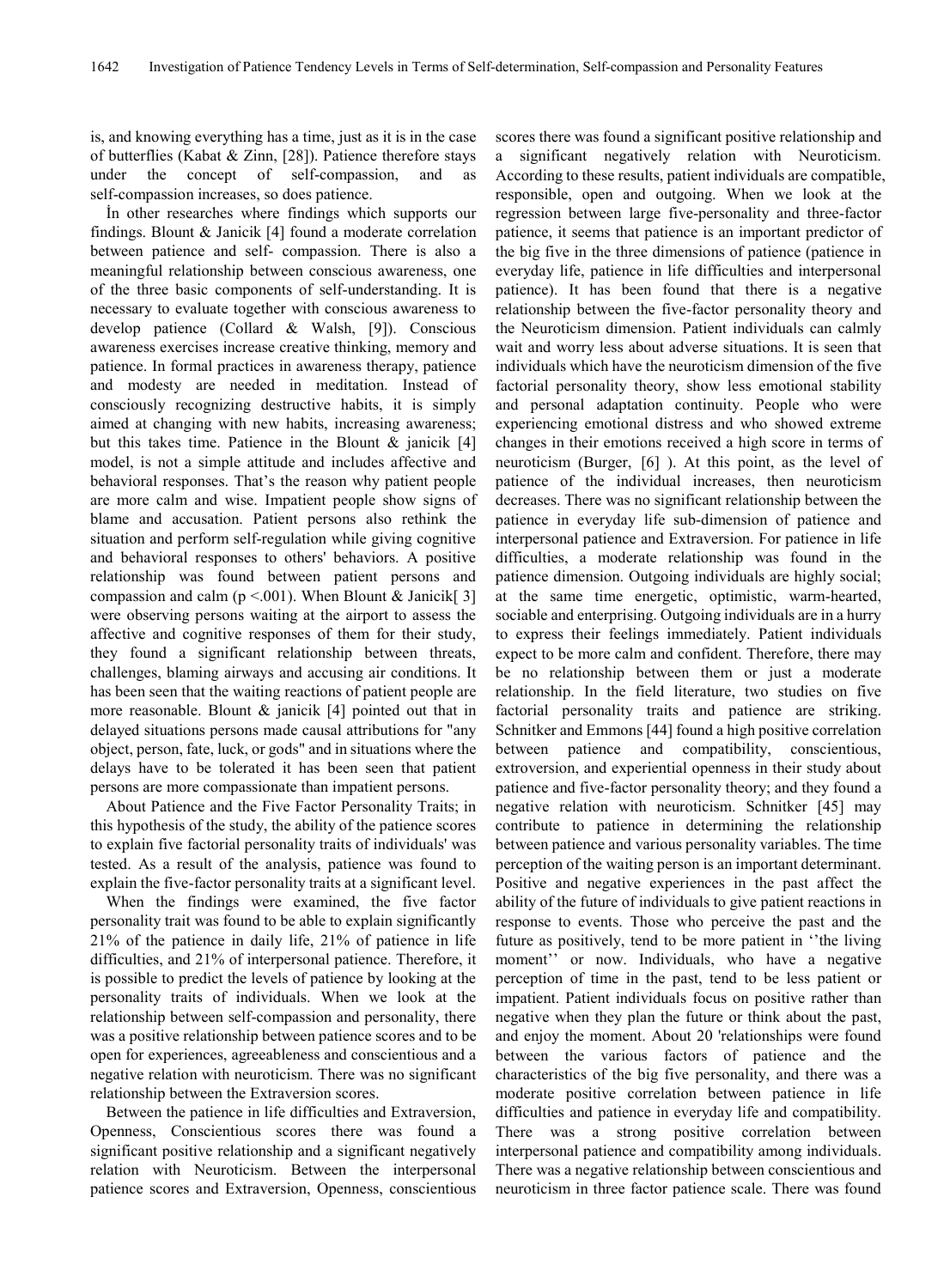is, and knowing everything has a time, just as it is in the case of butterflies (Kabat & Zinn, [28]). Patience therefore stays under the concept of self-compassion, and as self-compassion increases, so does patience.

İn other researches where findings which supports our findings. Blount & Janicik [4] found a moderate correlation between patience and self- compassion. There is also a meaningful relationship between conscious awareness, one of the three basic components of self-understanding. It is necessary to evaluate together with conscious awareness to develop patience (Collard & Walsh, [9]). Conscious awareness exercises increase creative thinking, memory and patience. In formal practices in awareness therapy, patience and modesty are needed in meditation. Instead of consciously recognizing destructive habits, it is simply aimed at changing with new habits, increasing awareness; but this takes time. Patience in the Blount & janicik [4] model, is not a simple attitude and includes affective and behavioral responses. That's the reason why patient people are more calm and wise. Impatient people show signs of blame and accusation. Patient persons also rethink the situation and perform self-regulation while giving cognitive and behavioral responses to others' behaviors. A positive relationship was found between patient persons and compassion and calm ($p < .001$). When Blount & Janicik[ 3] were observing persons waiting at the airport to assess the affective and cognitive responses of them for their study, they found a significant relationship between threats, challenges, blaming airways and accusing air conditions. It has been seen that the waiting reactions of patient people are more reasonable. Blount & janicik [4] pointed out that in delayed situations persons made causal attributions for "any object, person, fate, luck, or gods" and in situations where the delays have to be tolerated it has been seen that patient persons are more compassionate than impatient persons.

About Patience and the Five Factor Personality Traits; in this hypothesis of the study, the ability of the patience scores to explain five factorial personality traits of individuals' was tested. As a result of the analysis, patience was found to explain the five-factor personality traits at a significant level.

When the findings were examined, the five factor personality trait was found to be able to explain significantly 21% of the patience in daily life, 21% of patience in life difficulties, and 21% of interpersonal patience. Therefore, it is possible to predict the levels of patience by looking at the personality traits of individuals. When we look at the relationship between self-compassion and personality, there was a positive relationship between patience scores and to be open for experiences, agreeableness and conscientious and a negative relation with neuroticism. There was no significant relationship between the Extraversion scores.

Between the patience in life difficulties and Extraversion, Openness, Conscientious scores there was found a significant positive relationship and a significant negatively relation with Neuroticism. Between the interpersonal patience scores and Extraversion, Openness, conscientious scores there was found a significant positive relationship and a significant negatively relation with Neuroticism. According to these results, patient individuals are compatible, responsible, open and outgoing. When we look at the regression between large five-personality and three-factor patience, it seems that patience is an important predictor of the big five in the three dimensions of patience (patience in everyday life, patience in life difficulties and interpersonal patience). It has been found that there is a negative relationship between the five-factor personality theory and the Neuroticism dimension. Patient individuals can calmly wait and worry less about adverse situations. It is seen that individuals which have the neuroticism dimension of the five factorial personality theory, show less emotional stability and personal adaptation continuity. People who were experiencing emotional distress and who showed extreme changes in their emotions received a high score in terms of neuroticism (Burger, [6] ). At this point, as the level of patience of the individual increases, then neuroticism decreases. There was no significant relationship between the patience in everyday life sub-dimension of patience and interpersonal patience and Extraversion. For patience in life difficulties, a moderate relationship was found in the patience dimension. Outgoing individuals are highly social; at the same time energetic, optimistic, warm-hearted, sociable and enterprising. Outgoing individuals are in a hurry to express their feelings immediately. Patient individuals expect to be more calm and confident. Therefore, there may be no relationship between them or just a moderate relationship. In the field literature, two studies on five factorial personality traits and patience are striking. Schnitker and Emmons [44] found a high positive correlation between patience and compatibility, conscientious, extroversion, and experiential openness in their study about patience and five-factor personality theory; and they found a negative relation with neuroticism. Schnitker [45] may contribute to patience in determining the relationship between patience and various personality variables. The time perception of the waiting person is an important determinant. Positive and negative experiences in the past affect the ability of the future of individuals to give patient reactions in response to events. Those who perceive the past and the future as positively, tend to be more patient in ''the living moment'' or now. Individuals, who have a negative perception of time in the past, tend to be less patient or impatient. Patient individuals focus on positive rather than negative when they plan the future or think about the past, and enjoy the moment. About 20 'relationships were found between the various factors of patience and the characteristics of the big five personality, and there was a moderate positive correlation between patience in life difficulties and patience in everyday life and compatibility. There was a strong positive correlation between interpersonal patience and compatibility among individuals. There was a negative relationship between conscientious and neuroticism in three factor patience scale. There was found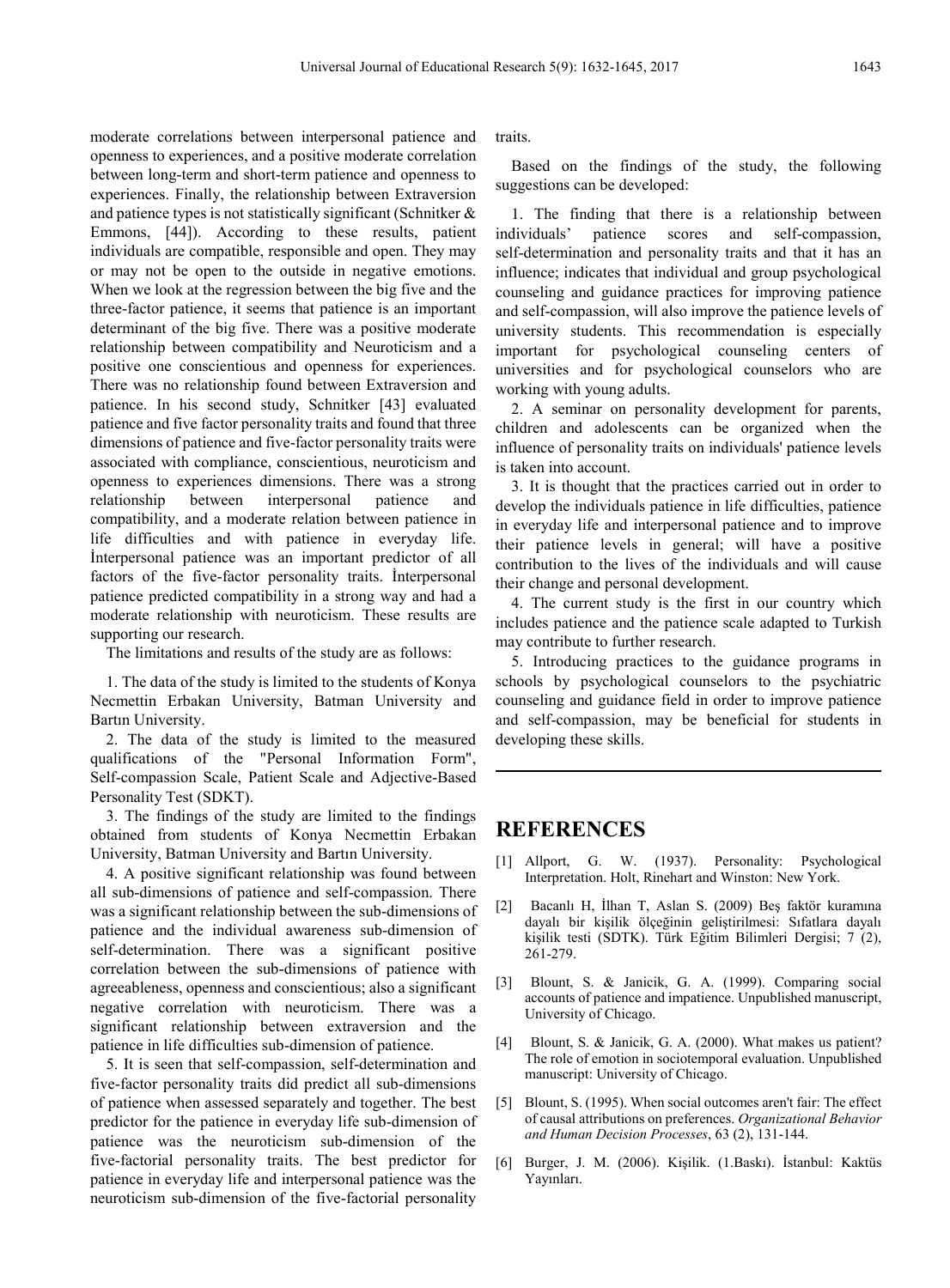moderate correlations between interpersonal patience and openness to experiences, and a positive moderate correlation between long-term and short-term patience and openness to experiences. Finally, the relationship between Extraversion and patience types is not statistically significant (Schnitker & Emmons, [44]). According to these results, patient individuals are compatible, responsible and open. They may or may not be open to the outside in negative emotions. When we look at the regression between the big five and the three-factor patience, it seems that patience is an important determinant of the big five. There was a positive moderate relationship between compatibility and Neuroticism and a positive one conscientious and openness for experiences. There was no relationship found between Extraversion and patience. In his second study, Schnitker [43] evaluated patience and five factor personality traits and found that three dimensions of patience and five-factor personality traits were associated with compliance, conscientious, neuroticism and openness to experiences dimensions. There was a strong relationship between interpersonal patience and compatibility, and a moderate relation between patience in life difficulties and with patience in everyday life. İnterpersonal patience was an important predictor of all factors of the five-factor personality traits. İnterpersonal patience predicted compatibility in a strong way and had a moderate relationship with neuroticism. These results are supporting our research.

The limitations and results of the study are as follows:

1. The data of the study is limited to the students of Konya Necmettin Erbakan University, Batman University and Bartın University.

2. The data of the study is limited to the measured qualifications of the "Personal Information Form", Self-compassion Scale, Patient Scale and Adjective-Based Personality Test (SDKT).

3. The findings of the study are limited to the findings obtained from students of Konya Necmettin Erbakan University, Batman University and Bartın University.

4. A positive significant relationship was found between all sub-dimensions of patience and self-compassion. There was a significant relationship between the sub-dimensions of patience and the individual awareness sub-dimension of self-determination. There was a significant positive correlation between the sub-dimensions of patience with agreeableness, openness and conscientious; also a significant negative correlation with neuroticism. There was a significant relationship between extraversion and the patience in life difficulties sub-dimension of patience.

5. It is seen that self-compassion, self-determination and five-factor personality traits did predict all sub-dimensions of patience when assessed separately and together. The best predictor for the patience in everyday life sub-dimension of patience was the neuroticism sub-dimension of the five-factorial personality traits. The best predictor for patience in everyday life and interpersonal patience was the neuroticism sub-dimension of the five-factorial personality traits.

Based on the findings of the study, the following suggestions can be developed:

1. The finding that there is a relationship between individuals' patience scores and self-compassion, self-determination and personality traits and that it has an influence; indicates that individual and group psychological counseling and guidance practices for improving patience and self-compassion, will also improve the patience levels of university students. This recommendation is especially important for psychological counseling centers of universities and for psychological counselors who are working with young adults.

2. A seminar on personality development for parents, children and adolescents can be organized when the influence of personality traits on individuals' patience levels is taken into account.

3. It is thought that the practices carried out in order to develop the individuals patience in life difficulties, patience in everyday life and interpersonal patience and to improve their patience levels in general; will have a positive contribution to the lives of the individuals and will cause their change and personal development.

4. The current study is the first in our country which includes patience and the patience scale adapted to Turkish may contribute to further research.

5. Introducing practices to the guidance programs in schools by psychological counselors to the psychiatric counseling and guidance field in order to improve patience and self-compassion, may be beneficial for students in developing these skills.

## REFERENCES

[1] Allport, G. W. (1937). Personality: Psychological Interpretation. Holt, Rinehart and Winston: New York.

[2] Bacanlı H, İlhan T, Aslan S. (2009) Beş faktör kuramına dayalı bir kişilik ölçeğinin geliştirilmesi: Sıfatlara dayalı kişilik testi (SDTK). Türk Eğitim Bilimleri Dergisi; 7 (2), 261-279.

[3] Blount, S. & Janicik, G. A. (1999). Comparing social accounts of patience and impatience. Unpublished manuscript, University of Chicago.

[4] Blount, S. & Janicik, G. A. (2000). What makes us patient? The role of emotion in sociotemporal evaluation. Unpublished manuscript: University of Chicago.

[5] Blount, S. (1995). When social outcomes aren't fair: The effect of causal attributions on preferences. *Organizational Behavior and Human Decision Processes*, 63 (2), 131-144.

[6] Burger, J. M. (2006). Kişilik. (1.Baskı). İstanbul: Kaktüs Yayınları.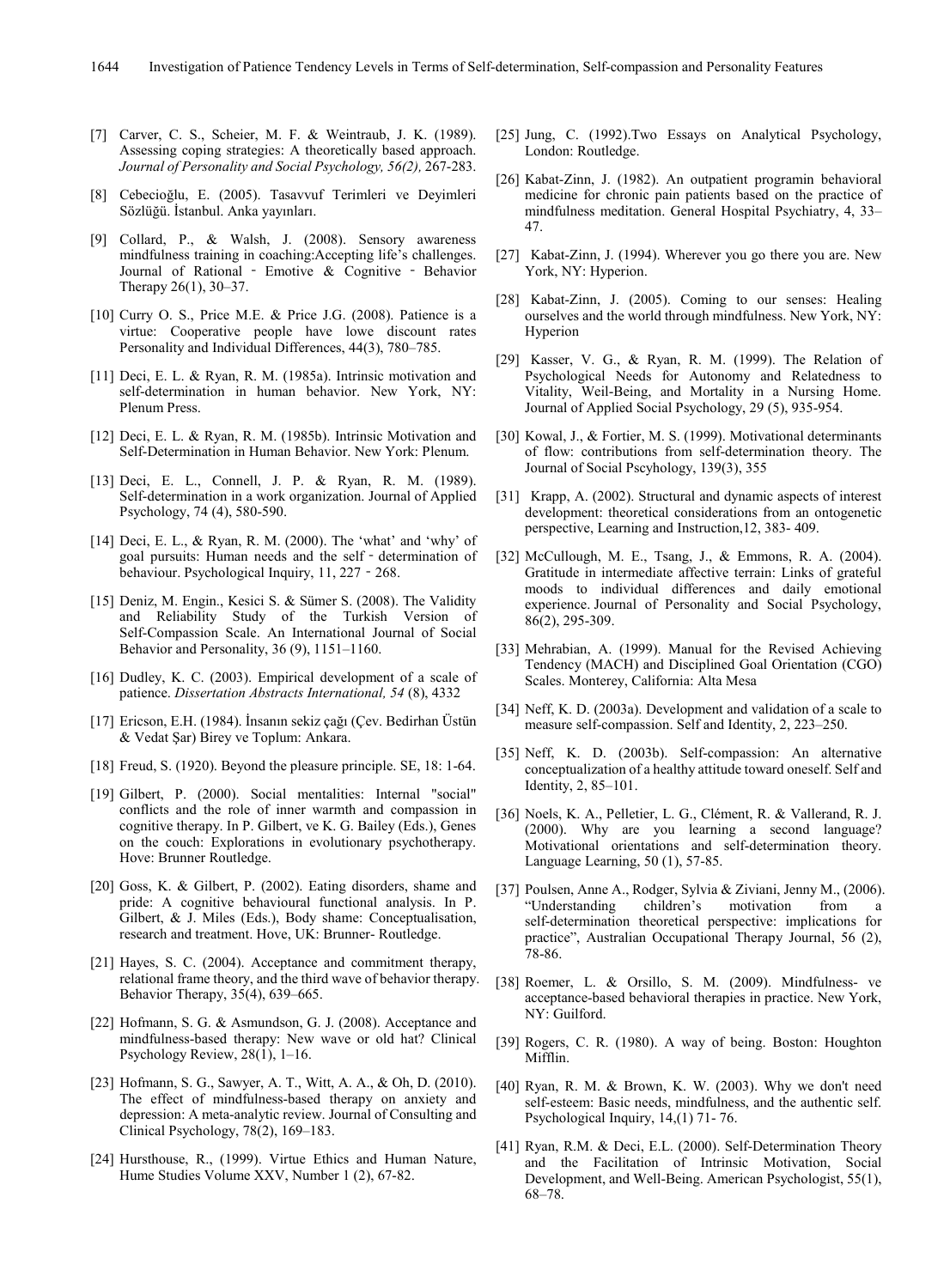[7] Carver, C. S., Scheier, M. F. & Weintraub, J. K. (1989). Assessing coping strategies: A theoretically based approach. *Journal of Personality and Social Psychology, 56(2),* 267-283.

[8] Cebecioğlu, E. (2005). Tasavvuf Terimleri ve Deyimleri Sözlüğü. İstanbul. Anka yayınları.

[9] Collard, P., & Walsh, J. (2008). Sensory awareness mindfulness training in coaching:Accepting life's challenges. Journal of Rational ‐ Emotive & Cognitive ‐ Behavior Therapy 26(1), 30–37.

[10] Curry O. S., Price M.E. & Price J.G. (2008). Patience is a virtue: Cooperative people have lowe discount rates Personality and Individual Differences, 44(3), 780–785.

[11] Deci, E. L. & Ryan, R. M. (1985a). Intrinsic motivation and self-determination in human behavior. New York, NY: Plenum Press.

[12] Deci, E. L. & Ryan, R. M. (1985b). Intrinsic Motivation and Self-Determination in Human Behavior. New York: Plenum.

[13] Deci, E. L., Connell, J. P. & Ryan, R. M. (1989). Self-determination in a work organization. Journal of Applied Psychology, 74 (4), 580-590.

[14] Deci, E. L., & Ryan, R. M. (2000). The 'what' and 'why' of goal pursuits: Human needs and the self‐determination of behaviour. Psychological Inquiry, 11, 227 ‐ 268.

[15] Deniz, M. Engin., Kesici S. & Sümer S. (2008). The Validity and Reliability Study of the Turkish Version of Self-Compassion Scale. An International Journal of Social Behavior and Personality, 36 (9), 1151–1160.

[16] Dudley, K. C. (2003). Empirical development of a scale of patience. *Dissertation Abstracts International, 54* (8), 4332

[17] Ericson, E.H. (1984). İnsanın sekiz çağı (Çev. Bedirhan Üstün & Vedat Şar) Birey ve Toplum: Ankara.

[18] Freud, S. (1920). Beyond the pleasure principle. SE, 18: 1-64.

[19] Gilbert, P. (2000). Social mentalities: Internal "social" conflicts and the role of inner warmth and compassion in cognitive therapy. In P. Gilbert, ve K. G. Bailey (Eds.), Genes on the couch: Explorations in evolutionary psychotherapy. Hove: Brunner Routledge.

[20] Goss, K. & Gilbert, P. (2002). Eating disorders, shame and pride: A cognitive behavioural functional analysis. In P. Gilbert, & J. Miles (Eds.), Body shame: Conceptualisation, research and treatment. Hove, UK: Brunner- Routledge.

[21] Hayes, S. C. (2004). Acceptance and commitment therapy, relational frame theory, and the third wave of behavior therapy. Behavior Therapy, 35(4), 639–665.

[22] Hofmann, S. G. & Asmundson, G. J. (2008). Acceptance and mindfulness-based therapy: New wave or old hat? Clinical Psychology Review, 28(1), 1–16.

[23] Hofmann, S. G., Sawyer, A. T., Witt, A. A., & Oh, D. (2010). The effect of mindfulness-based therapy on anxiety and depression: A meta-analytic review. Journal of Consulting and Clinical Psychology, 78(2), 169–183.

[24] Hursthouse, R., (1999). Virtue Ethics and Human Nature, Hume Studies Volume XXV, Number 1 (2), 67-82.

[25] Jung, C. (1992).Two Essays on Analytical Psychology, London: Routledge.

[26] Kabat-Zinn, J. (1982). An outpatient programin behavioral medicine for chronic pain patients based on the practice of mindfulness meditation. General Hospital Psychiatry, 4, 33–47.

[27] Kabat-Zinn, J. (1994). Wherever you go there you are. New York, NY: Hyperion.

[28] Kabat-Zinn, J. (2005). Coming to our senses: Healing ourselves and the world through mindfulness. New York, NY: Hyperion

[29] Kasser, V. G., & Ryan, R. M. (1999). The Relation of Psychological Needs for Autonomy and Relatedness to Vitality, Weil-Being, and Mortality in a Nursing Home. Journal of Applied Social Psychology, 29 (5), 935-954.

[30] Kowal, J., & Fortier, M. S. (1999). Motivational determinants of flow: contributions from self-determination theory. The Journal of Social Pscyhology, 139(3), 355

[31] Krapp, A. (2002). Structural and dynamic aspects of interest development: theoretical considerations from an ontogenetic perspective, Learning and Instruction,12, 383- 409.

[32] McCullough, M. E., Tsang, J., & Emmons, R. A. (2004). Gratitude in intermediate affective terrain: Links of grateful moods to individual differences and daily emotional experience. Journal of Personality and Social Psychology, 86(2), 295-309.

[33] Mehrabian, A. (1999). Manual for the Revised Achieving Tendency (MACH) and Disciplined Goal Orientation (CGO) Scales. Monterey, California: Alta Mesa

[34] Neff, K. D. (2003a). Development and validation of a scale to measure self-compassion. Self and Identity, 2, 223–250.

[35] Neff, K. D. (2003b). Self-compassion: An alternative conceptualization of a healthy attitude toward oneself. Self and Identity, 2, 85–101.

[36] Noels, K. A., Pelletier, L. G., Clément, R. & Vallerand, R. J. (2000). Why are you learning a second language? Motivational orientations and self-determination theory. Language Learning, 50 (1), 57-85.

[37] Poulsen, Anne A., Rodger, Sylvia & Ziviani, Jenny M., (2006). "Understanding children's motivation from a self-determination theoretical perspective: implications for practice", Australian Occupational Therapy Journal, 56 (2), 78-86.

[38] Roemer, L. & Orsillo, S. M. (2009). Mindfulness- ve acceptance-based behavioral therapies in practice. New York, NY: Guilford.

[39] Rogers, C. R. (1980). A way of being. Boston: Houghton Mifflin.

[40] Ryan, R. M. & Brown, K. W. (2003). Why we don't need self-esteem: Basic needs, mindfulness, and the authentic self. Psychological Inquiry, 14,(1) 71- 76.

[41] Ryan, R.M. & Deci, E.L. (2000). Self-Determination Theory and the Facilitation of Intrinsic Motivation, Social Development, and Well-Being. American Psychologist, 55(1), 68–78.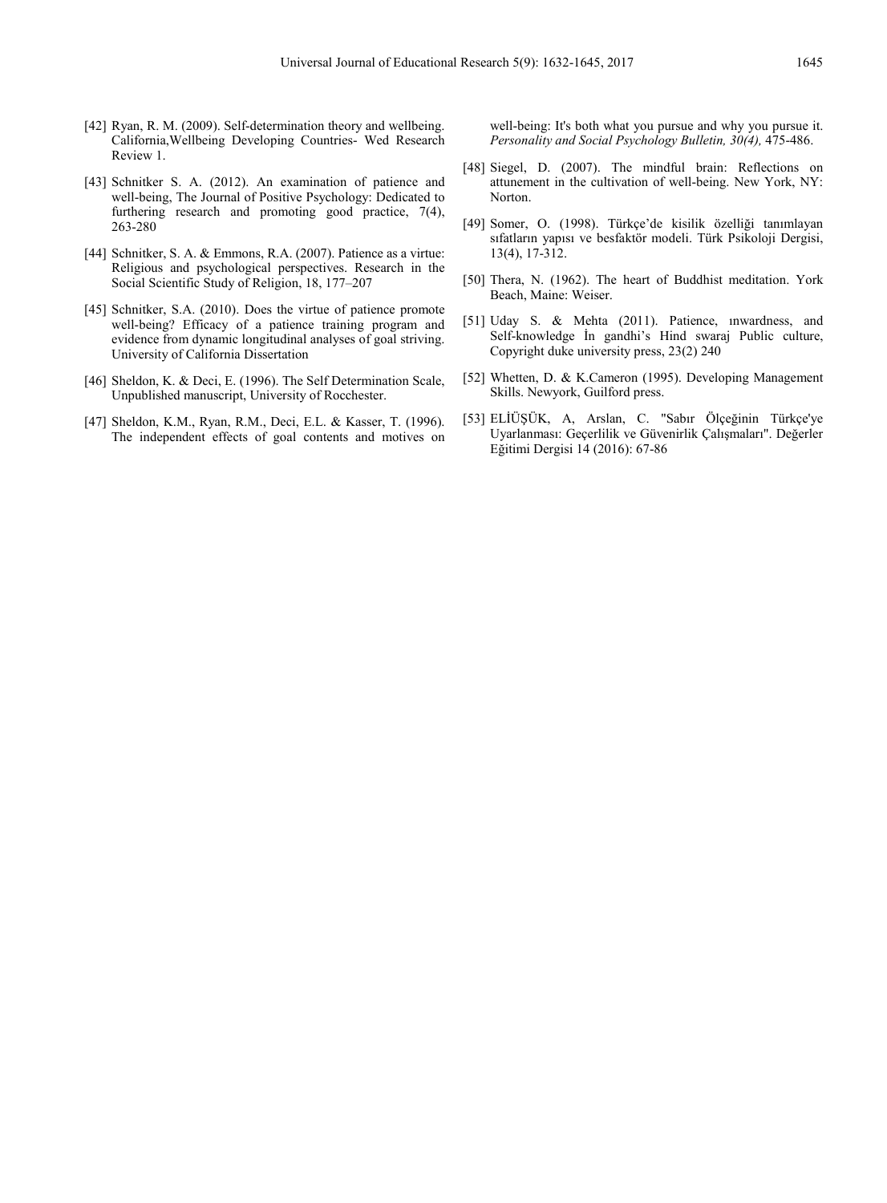[42] Ryan, R. M. (2009). Self-determination theory and wellbeing. California,Wellbeing Developing Countries- Wed Research Review 1.

[43] Schnitker S. A. (2012). An examination of patience and well-being, The Journal of Positive Psychology: Dedicated to furthering research and promoting good practice, 7(4), 263-280

[44] Schnitker, S. A. & Emmons, R.A. (2007). Patience as a virtue: Religious and psychological perspectives. Research in the Social Scientific Study of Religion, 18, 177–207

[45] Schnitker, S.A. (2010). Does the virtue of patience promote well-being? Efficacy of a patience training program and evidence from dynamic longitudinal analyses of goal striving. University of California Dissertation

[46] Sheldon, K. & Deci, E. (1996). The Self Determination Scale, Unpublished manuscript, University of Rocchester.

[47] Sheldon, K.M., Ryan, R.M., Deci, E.L. & Kasser, T. (1996). The independent effects of goal contents and motives on well-being: It's both what you pursue and why you pursue it. *Personality and Social Psychology Bulletin, 30(4),* 475-486.

[48] Siegel, D. (2007). The mindful brain: Reflections on attunement in the cultivation of well-being. New York, NY: Norton.

[49] Somer, O. (1998). Türkçe'de kisilik özelliği tanımlayan sıfatların yapısı ve besfaktör modeli. Türk Psikoloji Dergisi, 13(4), 17-312.

[50] Thera, N. (1962). The heart of Buddhist meditation. York Beach, Maine: Weiser.

[51] Uday S. & Mehta (2011). Patience, ınwardness, and Self-knowledge İn gandhi's Hind swaraj Public culture, Copyright duke university press, 23(2) 240

[52] Whetten, D. & K.Cameron (1995). Developing Management Skills. Newyork, Guilford press.

[53] ELİÜŞÜK, A, Arslan, C. "Sabır Ölçeğinin Türkçe'ye Uyarlanması: Geçerlilik ve Güvenirlik Çalışmaları". Değerler Eğitimi Dergisi 14 (2016): 67-86